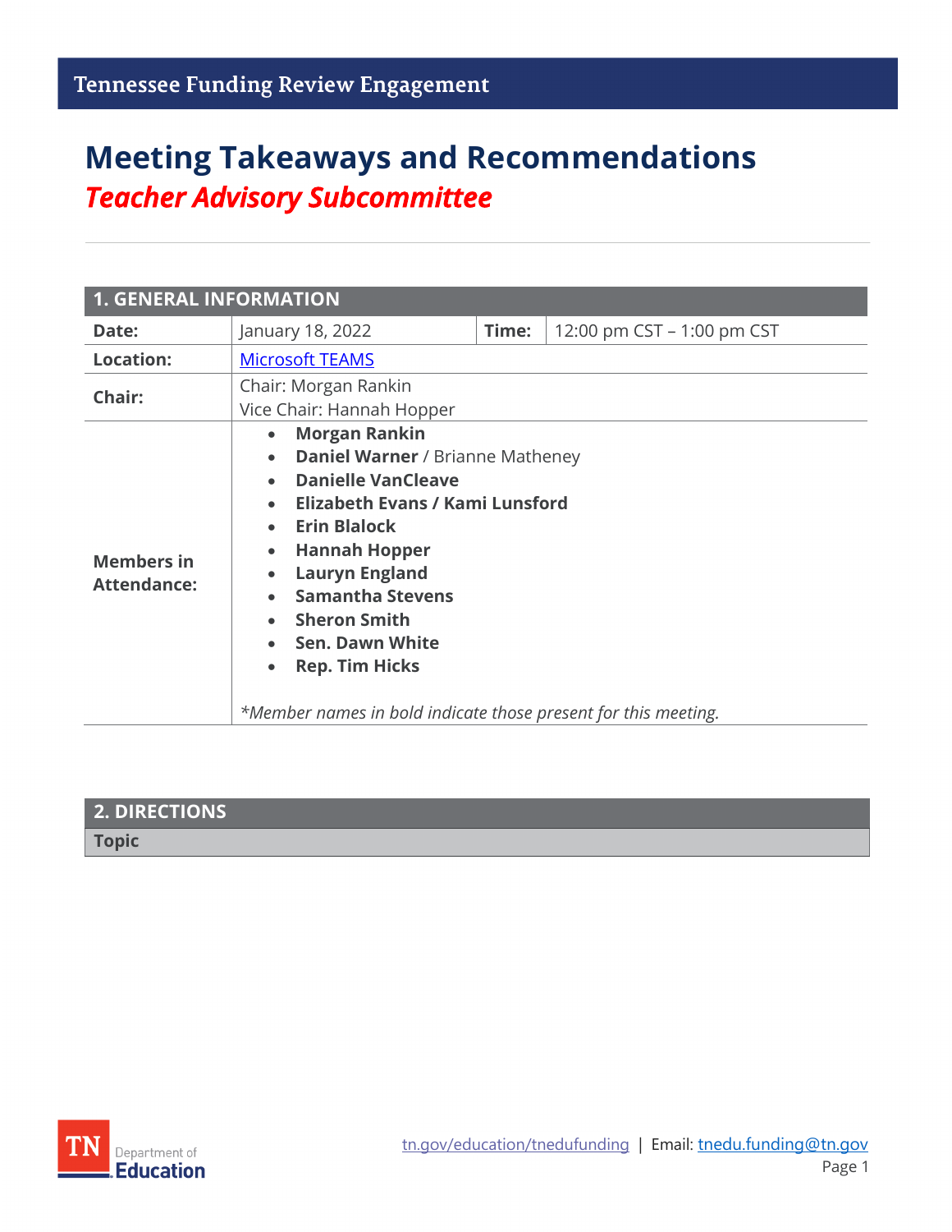Tennessee Funding Review Engagement

# Meeting Takeaways and Recommendations

## *Teacher Advisory Subcommittee*

| 1. GENERAL INFORMATION | | | |
|---|---|---|---|
| **Date:** | January 18, 2022 | **Time:** | 12:00 pm CST – 1:00 pm CST |
| **Location:** | Microsoft TEAMS | | |
| **Chair:** | Chair: Morgan Rankin<br>Vice Chair: Hannah Hopper | | |
| **Members in Attendance:** | • **Morgan Rankin**<br>• **Daniel Warner** / Brianne Matheney<br>• **Danielle VanCleave**<br>• **Elizabeth Evans / Kami Lunsford**<br>• **Erin Blalock**<br>• **Hannah Hopper**<br>• **Lauryn England**<br>• **Samantha Stevens**<br>• **Sheron Smith**<br>• **Sen. Dawn White**<br>• **Rep. Tim Hicks**<br><br>*\*Member names in bold indicate those present for this meeting.* | | |

| 2. DIRECTIONS |
|---|
| **Topic** |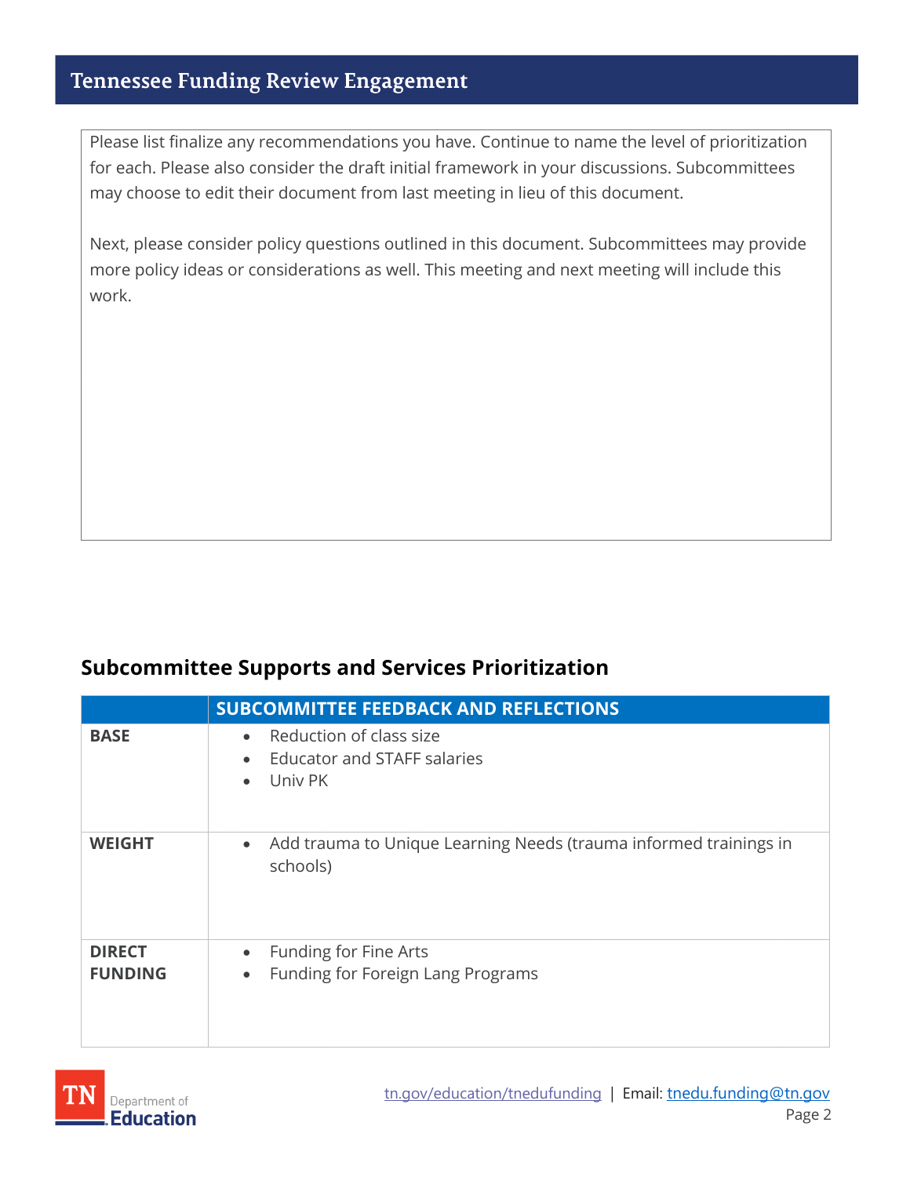Please list finalize any recommendations you have. Continue to name the level of prioritization for each. Please also consider the draft initial framework in your discussions. Subcommittees may choose to edit their document from last meeting in lieu of this document.

Next, please consider policy questions outlined in this document. Subcommittees may provide more policy ideas or considerations as well. This meeting and next meeting will include this work.

## Subcommittee Supports and Services Prioritization

| | SUBCOMMITTEE FEEDBACK AND REFLECTIONS |
|---|---|
| **BASE** | • Reduction of class size<br>• Educator and STAFF salaries<br>• Univ PK |
| **WEIGHT** | • Add trauma to Unique Learning Needs (trauma informed trainings in schools) |
| **DIRECT FUNDING** | • Funding for Fine Arts<br>• Funding for Foreign Lang Programs |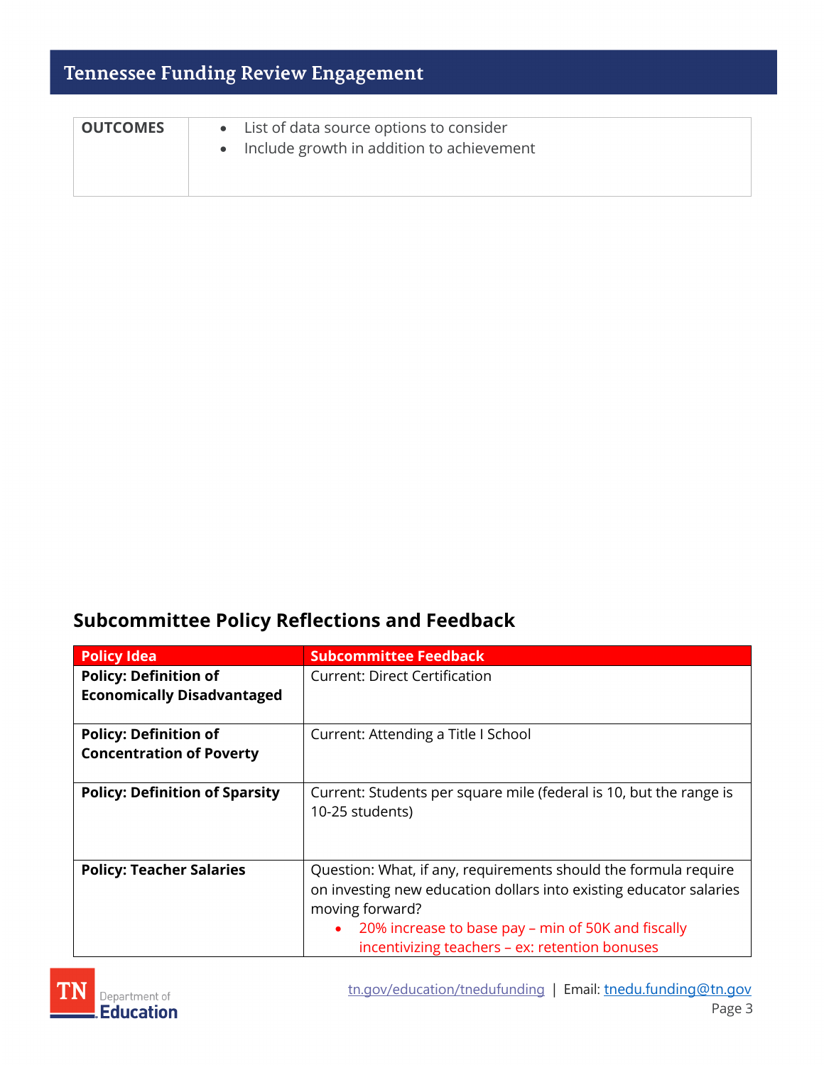| OUTCOMES | <ul><li>List of data source options to consider</li><li>Include growth in addition to achievement</li></ul> |
|---|---|

## Subcommittee Policy Reflections and Feedback

| Policy Idea | Subcommittee Feedback |
|---|---|
| **Policy: Definition of Economically Disadvantaged** | Current: Direct Certification |
| **Policy: Definition of Concentration of Poverty** | Current: Attending a Title I School |
| **Policy: Definition of Sparsity** | Current: Students per square mile (federal is 10, but the range is 10-25 students) |
| **Policy: Teacher Salaries** | Question: What, if any, requirements should the formula require on investing new education dollars into existing educator salaries moving forward?<ul><li>20% increase to base pay – min of 50K and fiscally incentivizing teachers – ex: retention bonuses</li></ul> |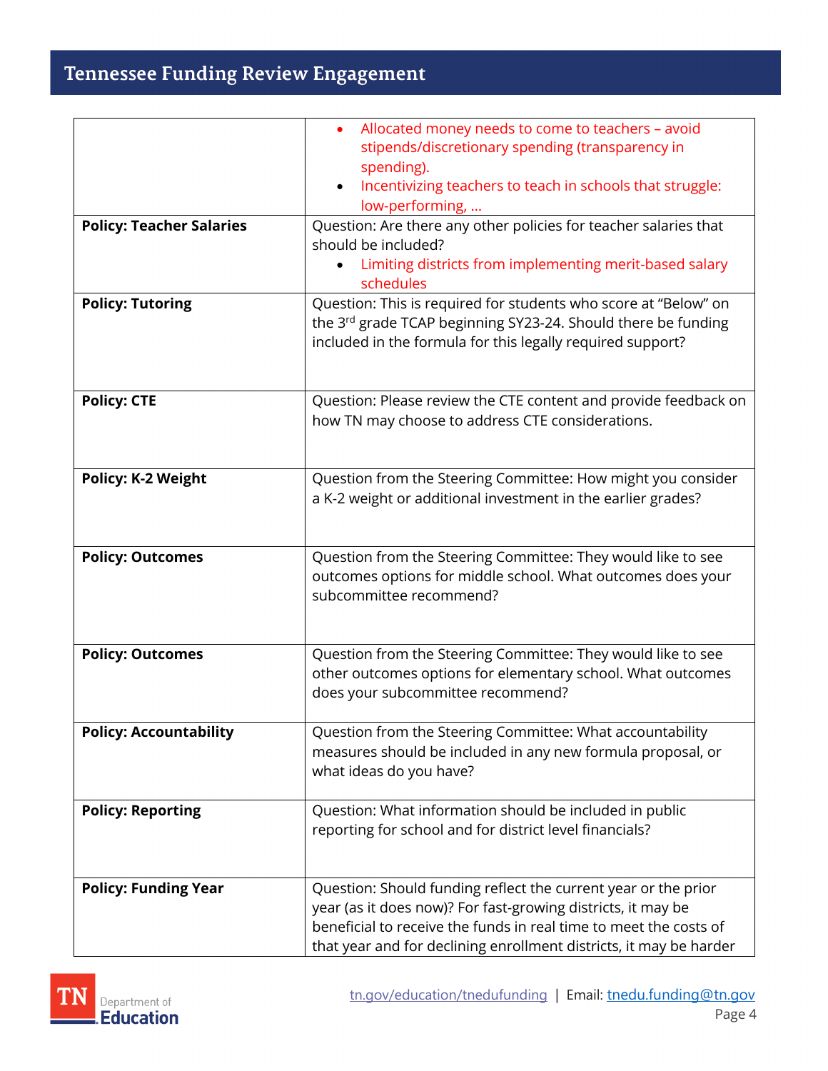| | |
|---|---|
| | • Allocated money needs to come to teachers – avoid stipends/discretionary spending (transparency in spending).<br>• Incentivizing teachers to teach in schools that struggle: low-performing, … |
| **Policy: Teacher Salaries** | Question: Are there any other policies for teacher salaries that should be included?<br>• Limiting districts from implementing merit-based salary schedules |
| **Policy: Tutoring** | Question: This is required for students who score at "Below" on the 3rd grade TCAP beginning SY23-24. Should there be funding included in the formula for this legally required support? |
| **Policy: CTE** | Question: Please review the CTE content and provide feedback on how TN may choose to address CTE considerations. |
| **Policy: K-2 Weight** | Question from the Steering Committee: How might you consider a K-2 weight or additional investment in the earlier grades? |
| **Policy: Outcomes** | Question from the Steering Committee: They would like to see outcomes options for middle school. What outcomes does your subcommittee recommend? |
| **Policy: Outcomes** | Question from the Steering Committee: They would like to see other outcomes options for elementary school. What outcomes does your subcommittee recommend? |
| **Policy: Accountability** | Question from the Steering Committee: What accountability measures should be included in any new formula proposal, or what ideas do you have? |
| **Policy: Reporting** | Question: What information should be included in public reporting for school and for district level financials? |
| **Policy: Funding Year** | Question: Should funding reflect the current year or the prior year (as it does now)? For fast-growing districts, it may be beneficial to receive the funds in real time to meet the costs of that year and for declining enrollment districts, it may be harder |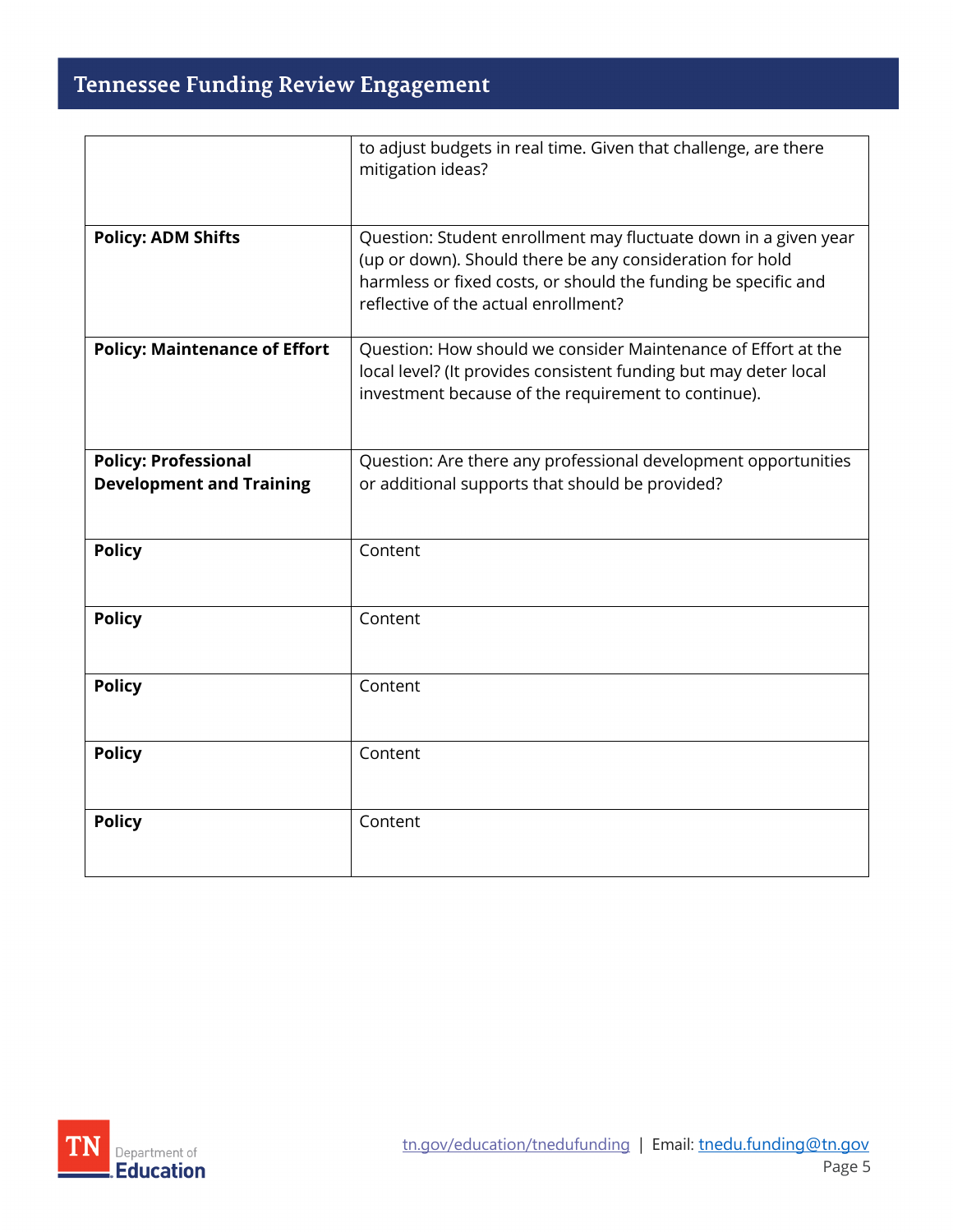| | |
|---|---|
| | to adjust budgets in real time. Given that challenge, are there mitigation ideas? |
| **Policy: ADM Shifts** | Question: Student enrollment may fluctuate down in a given year (up or down). Should there be any consideration for hold harmless or fixed costs, or should the funding be specific and reflective of the actual enrollment? |
| **Policy: Maintenance of Effort** | Question: How should we consider Maintenance of Effort at the local level? (It provides consistent funding but may deter local investment because of the requirement to continue). |
| **Policy: Professional Development and Training** | Question: Are there any professional development opportunities or additional supports that should be provided? |
| **Policy** | Content |
| **Policy** | Content |
| **Policy** | Content |
| **Policy** | Content |
| **Policy** | Content |

tn.gov/education/tnedufunding | Email: tnedu.funding@tn.gov